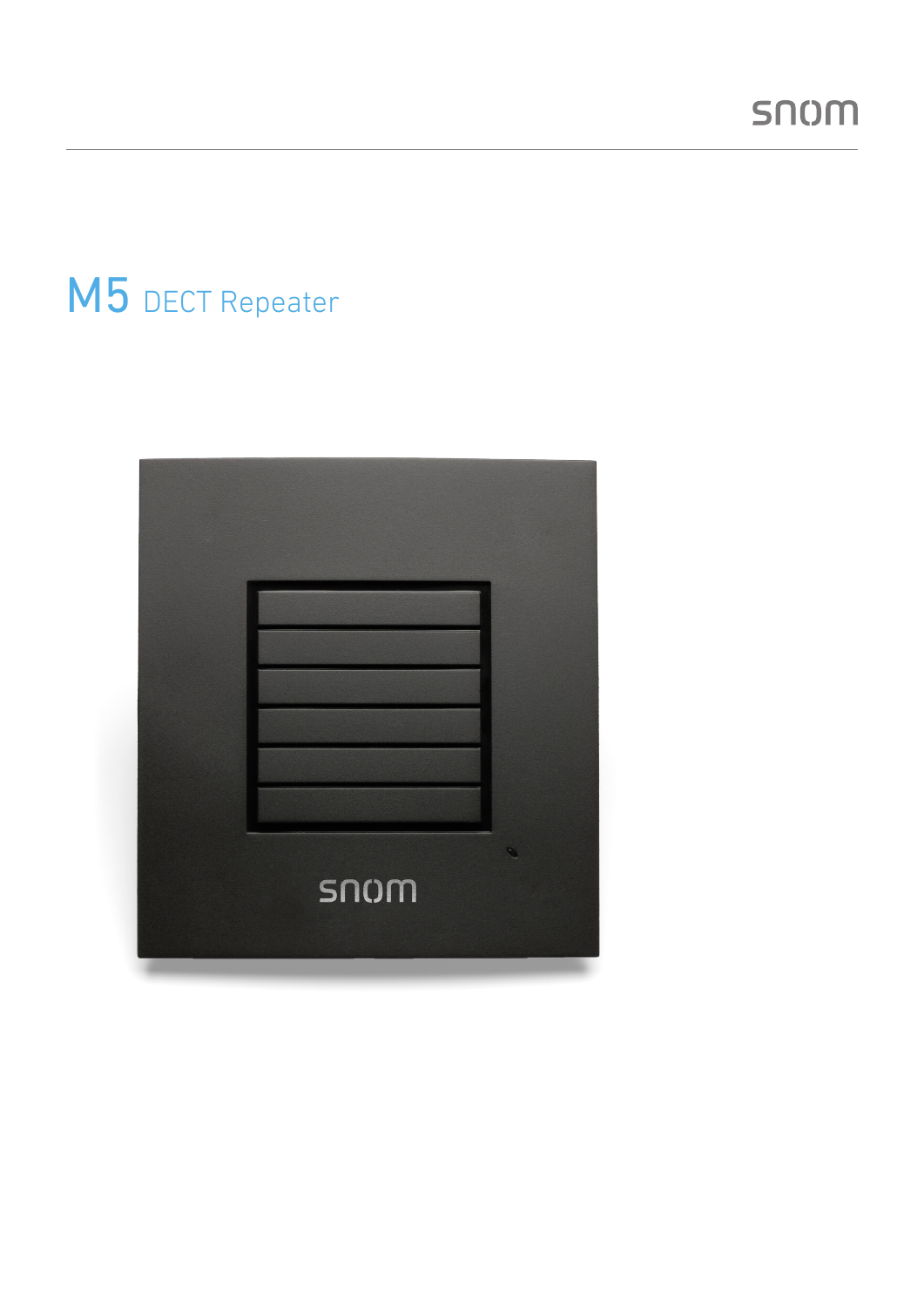# M5 DECT Repeater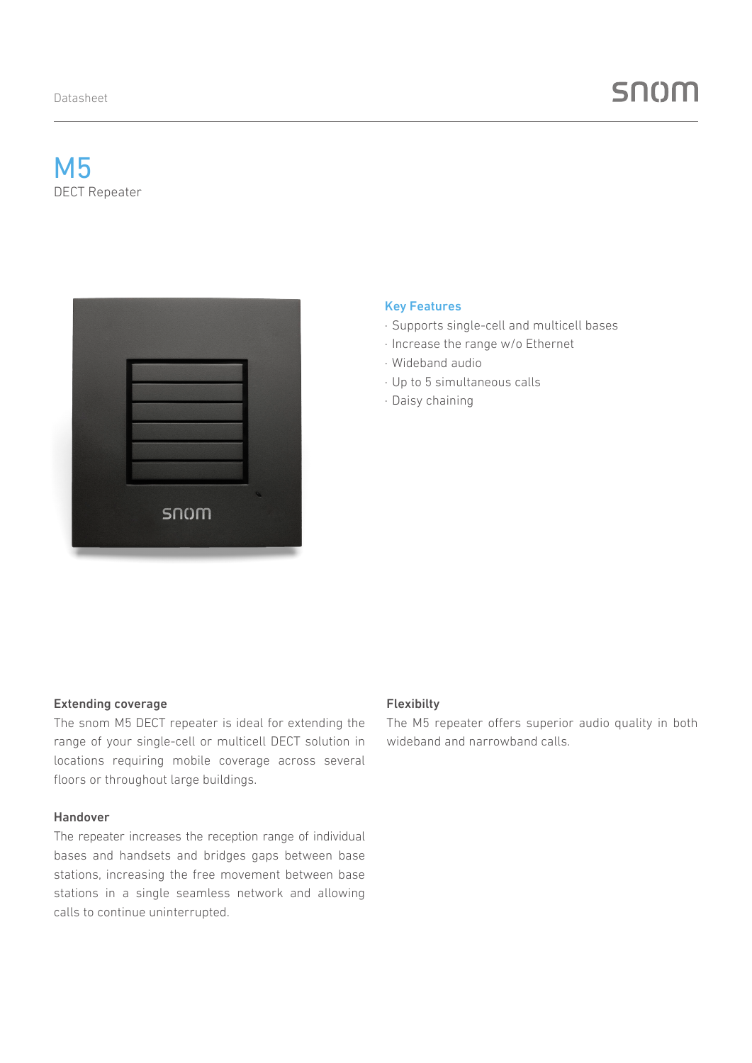# M5

DECT Repeater

## Key Features

- Supports single-cell and multicell bases
- Increase the range w/o Ethernet
- Wideband audio
- Up to 5 simultaneous calls
- Daisy chaining

### Extending coverage

The snom M5 DECT repeater is ideal for extending the range of your single-cell or multicell DECT solution in locations requiring mobile coverage across several floors or throughout large buildings.

### Handover

The repeater increases the reception range of individual bases and handsets and bridges gaps between base stations, increasing the free movement between base stations in a single seamless network and allowing calls to continue uninterrupted.

### Flexibilty

The M5 repeater offers superior audio quality in both wideband and narrowband calls.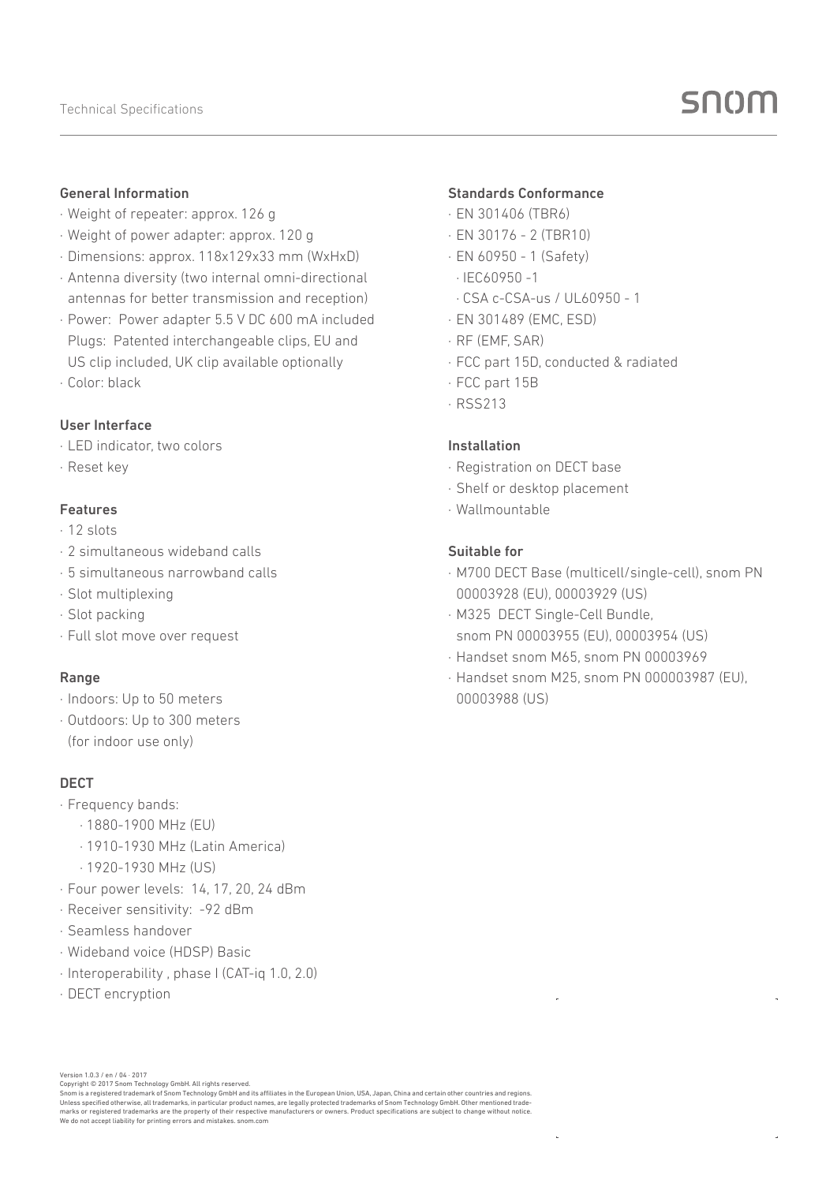## General Information

- Weight of repeater: approx. 126 g
- Weight of power adapter: approx. 120 g
- Dimensions: approx. 118x129x33 mm (WxHxD)
- Antenna diversity (two internal omni-directional antennas for better transmission and reception)
- Power: Power adapter 5.5 V DC 600 mA included Plugs: Patented interchangeable clips, EU and US clip included, UK clip available optionally
- Color: black

## User Interface

- LED indicator, two colors
- Reset key

## Features

- 12 slots
- 2 simultaneous wideband calls
- 5 simultaneous narrowband calls
- Slot multiplexing
- Slot packing
- Full slot move over request

## Range

- Indoors: Up to 50 meters
- Outdoors: Up to 300 meters (for indoor use only)

## DECT

- Frequency bands:
  - 1880-1900 MHz (EU)
  - 1910-1930 MHz (Latin America)
  - 1920-1930 MHz (US)
- Four power levels: 14, 17, 20, 24 dBm
- Receiver sensitivity: -92 dBm
- Seamless handover
- Wideband voice (HDSP) Basic
- Interoperability , phase I (CAT-iq 1.0, 2.0)
- DECT encryption

## Standards Conformance

- EN 301406 (TBR6)
- EN 30176 - 2 (TBR10)
- EN 60950 - 1 (Safety)
  - IEC60950 -1
  - CSA c-CSA-us / UL60950 - 1
- EN 301489 (EMC, ESD)
- RF (EMF, SAR)
- FCC part 15D, conducted & radiated
- FCC part 15B
- RSS213

## Installation

- Registration on DECT base
- Shelf or desktop placement
- Wallmountable

## Suitable for

- M700 DECT Base (multicell/single-cell), snom PN 00003928 (EU), 00003929 (US)
- M325 DECT Single-Cell Bundle, snom PN 00003955 (EU), 00003954 (US)
- Handset snom M65, snom PN 00003969
- Handset snom M25, snom PN 000003987 (EU), 00003988 (US)

Version 1.0.3 / en / 04 · 2017
Copyright © 2017 Snom Technology GmbH. All rights reserved.
Snom is a registered trademark of Snom Technology GmbH and its affiliates in the European Union, USA, Japan, China and certain other countries and regions. Unless specified otherwise, all trademarks, in particular product names, are legally protected trademarks of Snom Technology GmbH. Other mentioned trademarks or registered trademarks are the property of their respective manufacturers or owners. Product specifications are subject to change without notice. We do not accept liability for printing errors and mistakes. snom.com